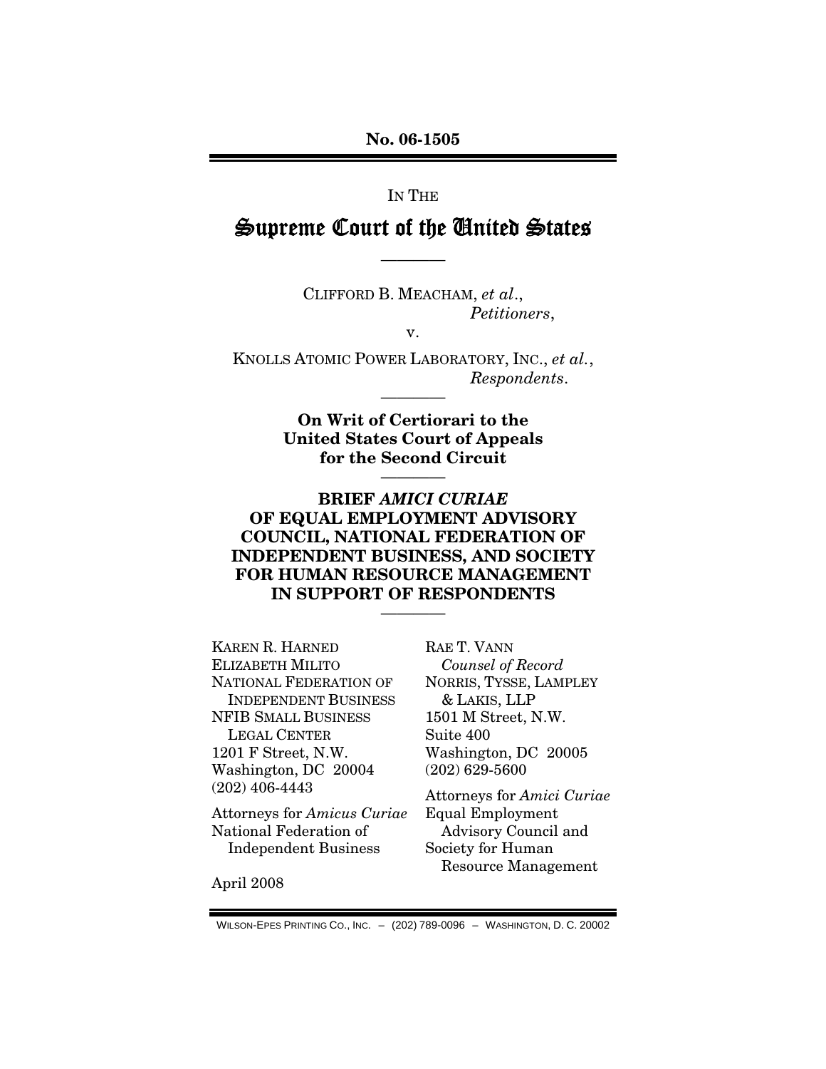**No. 06-1505**

IN THE

# Supreme Court of the United States

————

CLIFFORD B. MEACHAM, *et al*.,
*Petitioners*,

v.

KNOLLS ATOMIC POWER LABORATORY, INC., *et al.*,
*Respondents*.

————

**On Writ of Certiorari to the United States Court of Appeals for the Second Circuit**

————

**BRIEF *AMICI CURIAE* OF EQUAL EMPLOYMENT ADVISORY COUNCIL, NATIONAL FEDERATION OF INDEPENDENT BUSINESS, AND SOCIETY FOR HUMAN RESOURCE MANAGEMENT IN SUPPORT OF RESPONDENTS**

————

KAREN R. HARNED
ELIZABETH MILITO
NATIONAL FEDERATION OF INDEPENDENT BUSINESS
NFIB SMALL BUSINESS LEGAL CENTER
1201 F Street, N.W.
Washington, DC 20004
(202) 406-4443

Attorneys for *Amicus Curiae* National Federation of Independent Business

RAE T. VANN
*Counsel of Record*
NORRIS, TYSSE, LAMPLEY & LAKIS, LLP
1501 M Street, N.W.
Suite 400
Washington, DC 20005
(202) 629-5600

Attorneys for *Amici Curiae* Equal Employment Advisory Council and Society for Human Resource Management

April 2008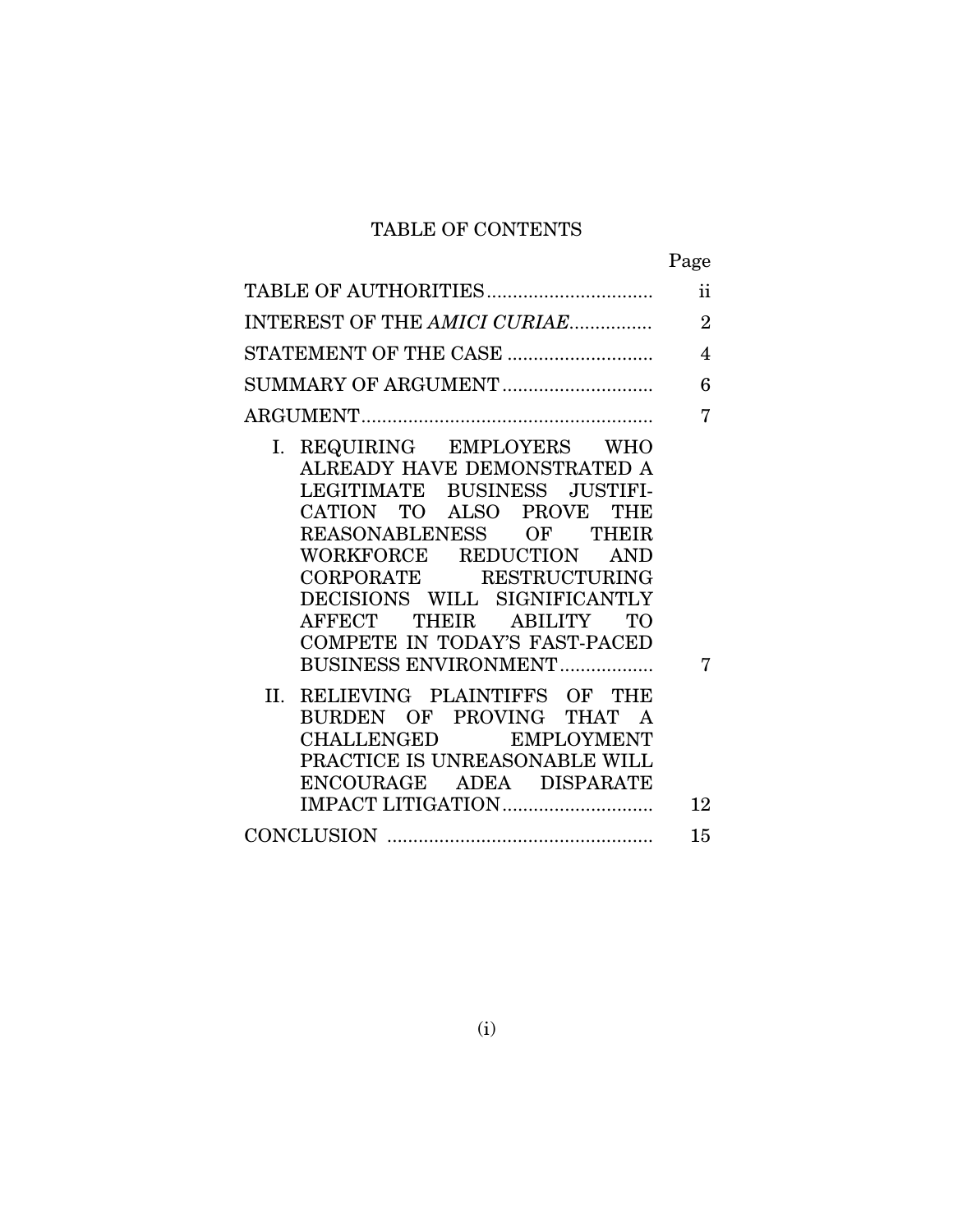# TABLE OF CONTENTS

| | Page |
|---|---|
| TABLE OF AUTHORITIES | ii |
| INTEREST OF THE *AMICI CURIAE* | 2 |
| STATEMENT OF THE CASE | 4 |
| SUMMARY OF ARGUMENT | 6 |
| ARGUMENT | 7 |
| I. REQUIRING EMPLOYERS WHO ALREADY HAVE DEMONSTRATED A LEGITIMATE BUSINESS JUSTIFICATION TO ALSO PROVE THE REASONABLENESS OF THEIR WORKFORCE REDUCTION AND CORPORATE RESTRUCTURING DECISIONS WILL SIGNIFICANTLY AFFECT THEIR ABILITY TO COMPETE IN TODAY'S FAST-PACED BUSINESS ENVIRONMENT | 7 |
| II. RELIEVING PLAINTIFFS OF THE BURDEN OF PROVING THAT A CHALLENGED EMPLOYMENT PRACTICE IS UNREASONABLE WILL ENCOURAGE ADEA DISPARATE IMPACT LITIGATION | 12 |
| CONCLUSION | 15 |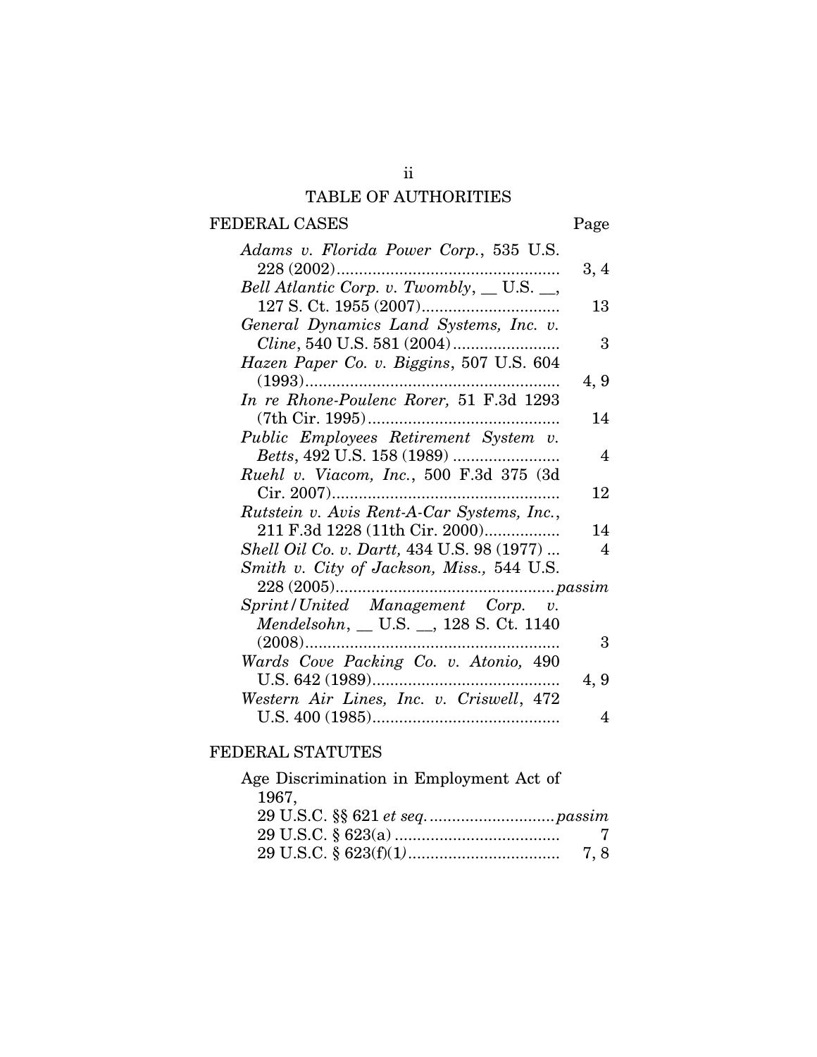# TABLE OF AUTHORITIES

## FEDERAL CASES

| | Page |
|---|---|
| *Adams v. Florida Power Corp.*, 535 U.S. 228 (2002) | 3, 4 |
| *Bell Atlantic Corp. v. Twombly*, __ U.S. __, 127 S. Ct. 1955 (2007) | 13 |
| *General Dynamics Land Systems, Inc. v. Cline*, 540 U.S. 581 (2004) | 3 |
| *Hazen Paper Co. v. Biggins*, 507 U.S. 604 (1993) | 4, 9 |
| *In re Rhone-Poulenc Rorer,* 51 F.3d 1293 (7th Cir. 1995) | 14 |
| *Public Employees Retirement System v. Betts*, 492 U.S. 158 (1989) | 4 |
| *Ruehl v. Viacom, Inc.*, 500 F.3d 375 (3d Cir. 2007) | 12 |
| *Rutstein v. Avis Rent-A-Car Systems, Inc.*, 211 F.3d 1228 (11th Cir. 2000) | 14 |
| *Shell Oil Co. v. Dartt,* 434 U.S. 98 (1977) | 4 |
| *Smith v. City of Jackson, Miss.,* 544 U.S. 228 (2005) | *passim* |
| *Sprint/United Management Corp. v. Mendelsohn*, __ U.S. __, 128 S. Ct. 1140 (2008) | 3 |
| *Wards Cove Packing Co. v. Atonio,* 490 U.S. 642 (1989) | 4, 9 |
| *Western Air Lines, Inc. v. Criswell*, 472 U.S. 400 (1985) | 4 |

## FEDERAL STATUTES

| | |
|---|---|
| Age Discrimination in Employment Act of 1967, | |
| 29 U.S.C. §§ 621 *et seq.* | *passim* |
| 29 U.S.C. § 623(a) | 7 |
| 29 U.S.C. § 623(f)(1) | 7, 8 |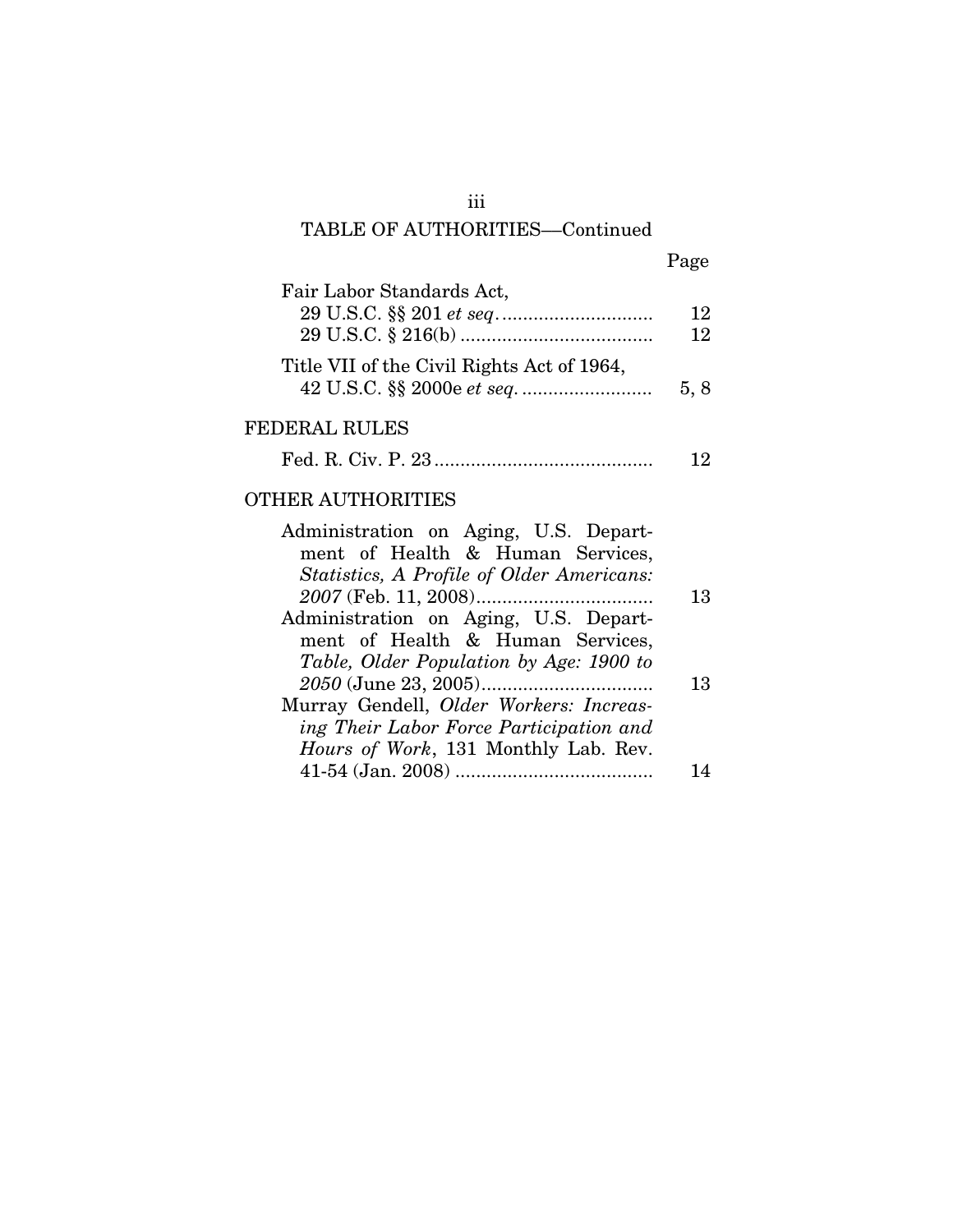## TABLE OF AUTHORITIES—Continued

| | Page |
|---|---|
| Fair Labor Standards Act, | |
| 29 U.S.C. §§ 201 *et seq*. | 12 |
| 29 U.S.C. § 216(b) | 12 |
| Title VII of the Civil Rights Act of 1964, | |
| 42 U.S.C. §§ 2000e *et seq*. | 5, 8 |

### FEDERAL RULES

| | |
|---|---|
| Fed. R. Civ. P. 23 | 12 |

### OTHER AUTHORITIES

| | |
|---|---|
| Administration on Aging, U.S. Department of Health & Human Services, *Statistics, A Profile of Older Americans: 2007* (Feb. 11, 2008) | 13 |
| Administration on Aging, U.S. Department of Health & Human Services, *Table, Older Population by Age: 1900 to 2050* (June 23, 2005) | 13 |
| Murray Gendell, *Older Workers: Increasing Their Labor Force Participation and Hours of Work*, 131 Monthly Lab. Rev. 41-54 (Jan. 2008) | 14 |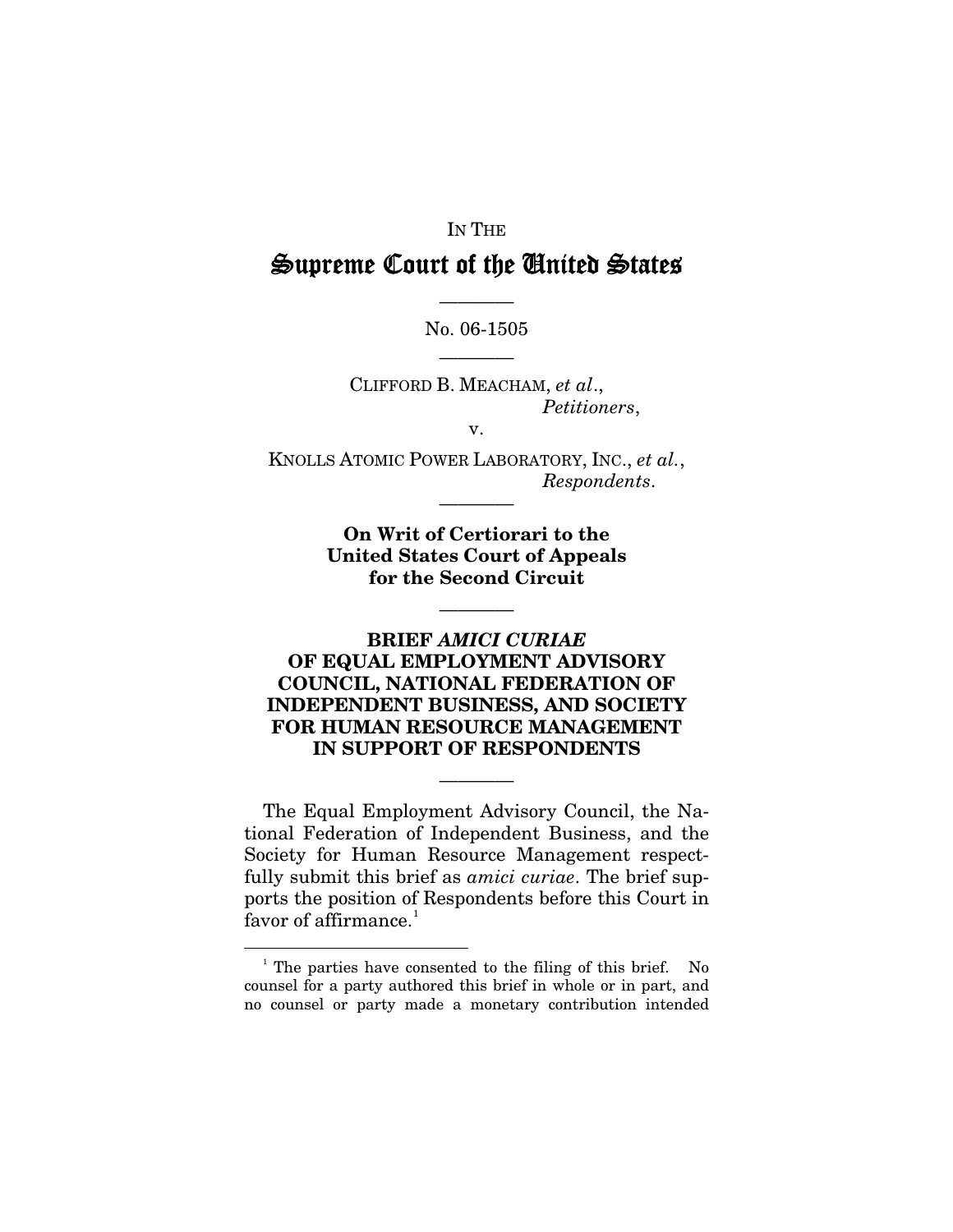IN THE

# Supreme Court of the United States

No. 06-1505

CLIFFORD B. MEACHAM, *et al.*,
*Petitioners*,

v.

KNOLLS ATOMIC POWER LABORATORY, INC., *et al.*,
*Respondents*.

**On Writ of Certiorari to the United States Court of Appeals for the Second Circuit**

**BRIEF *AMICI CURIAE* OF EQUAL EMPLOYMENT ADVISORY COUNCIL, NATIONAL FEDERATION OF INDEPENDENT BUSINESS, AND SOCIETY FOR HUMAN RESOURCE MANAGEMENT IN SUPPORT OF RESPONDENTS**

The Equal Employment Advisory Council, the National Federation of Independent Business, and the Society for Human Resource Management respectfully submit this brief as *amici curiae*. The brief supports the position of Respondents before this Court in favor of affirmance.[1]

[1] The parties have consented to the filing of this brief. No counsel for a party authored this brief in whole or in part, and no counsel or party made a monetary contribution intended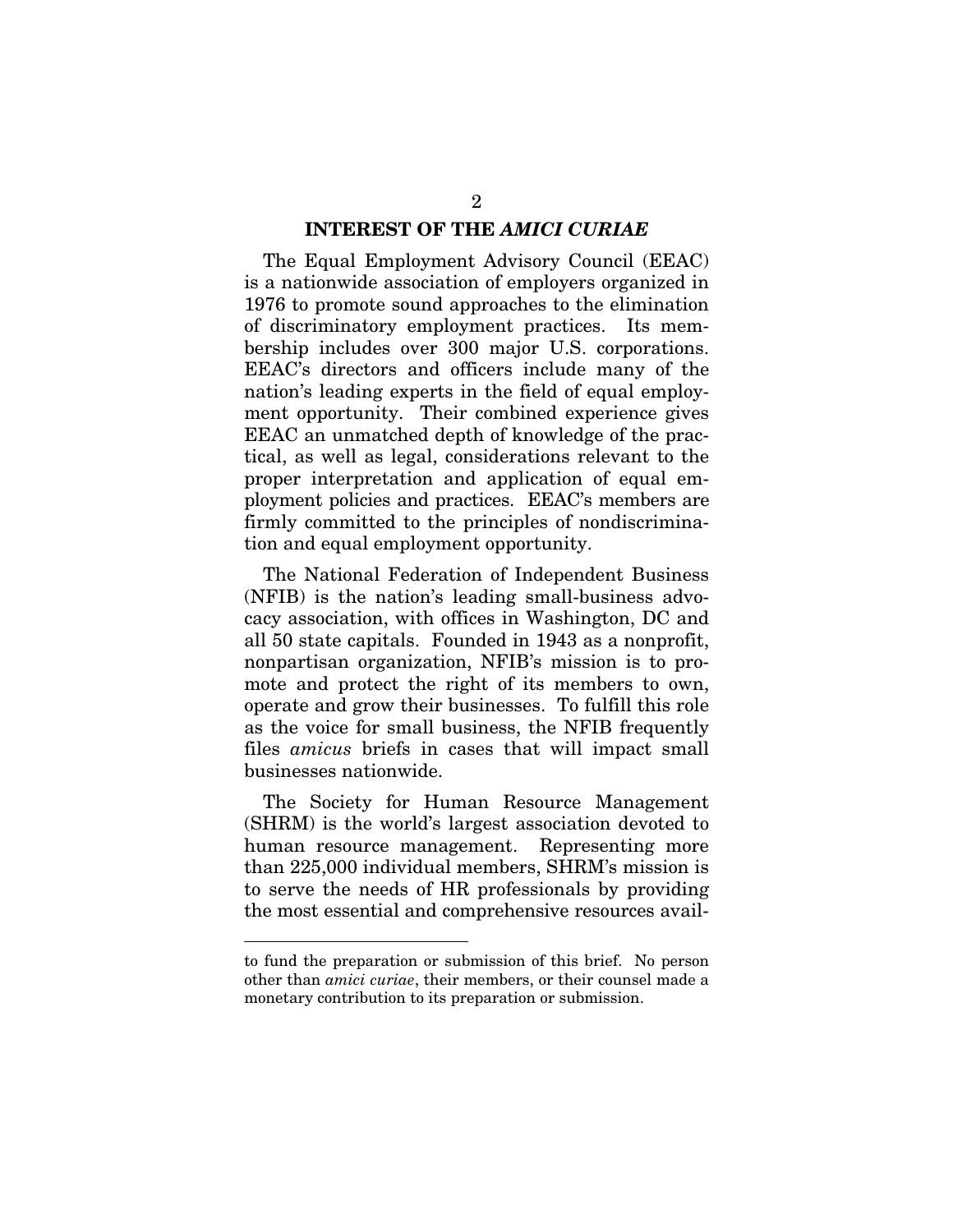## INTEREST OF THE *AMICI CURIAE*

The Equal Employment Advisory Council (EEAC) is a nationwide association of employers organized in 1976 to promote sound approaches to the elimination of discriminatory employment practices. Its membership includes over 300 major U.S. corporations. EEAC's directors and officers include many of the nation's leading experts in the field of equal employment opportunity. Their combined experience gives EEAC an unmatched depth of knowledge of the practical, as well as legal, considerations relevant to the proper interpretation and application of equal employment policies and practices. EEAC's members are firmly committed to the principles of nondiscrimination and equal employment opportunity.

The National Federation of Independent Business (NFIB) is the nation's leading small-business advocacy association, with offices in Washington, DC and all 50 state capitals. Founded in 1943 as a nonprofit, nonpartisan organization, NFIB's mission is to promote and protect the right of its members to own, operate and grow their businesses. To fulfill this role as the voice for small business, the NFIB frequently files *amicus* briefs in cases that will impact small businesses nationwide.

The Society for Human Resource Management (SHRM) is the world's largest association devoted to human resource management. Representing more than 225,000 individual members, SHRM's mission is to serve the needs of HR professionals by providing the most essential and comprehensive resources avail-

---

to fund the preparation or submission of this brief. No person other than *amici curiae*, their members, or their counsel made a monetary contribution to its preparation or submission.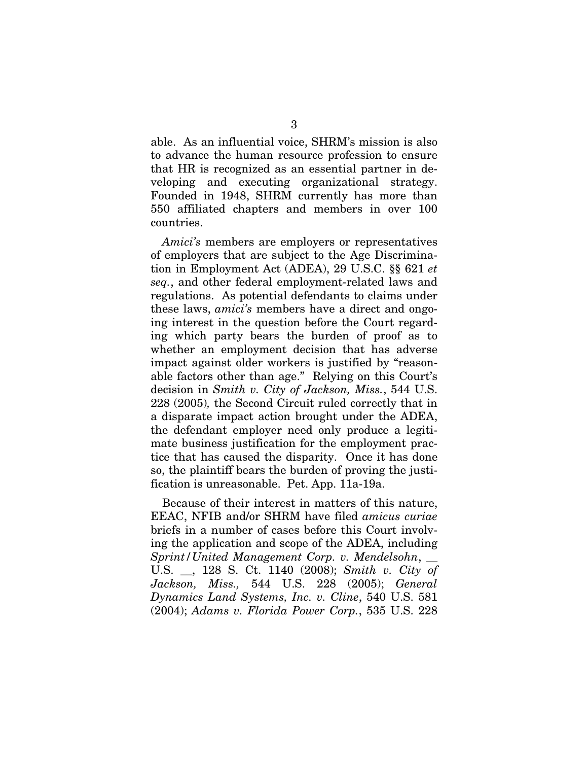able. As an influential voice, SHRM's mission is also to advance the human resource profession to ensure that HR is recognized as an essential partner in developing and executing organizational strategy. Founded in 1948, SHRM currently has more than 550 affiliated chapters and members in over 100 countries.

*Amici's* members are employers or representatives of employers that are subject to the Age Discrimination in Employment Act (ADEA), 29 U.S.C. §§ 621 *et seq.*, and other federal employment-related laws and regulations. As potential defendants to claims under these laws, *amici's* members have a direct and ongoing interest in the question before the Court regarding which party bears the burden of proof as to whether an employment decision that has adverse impact against older workers is justified by "reasonable factors other than age." Relying on this Court's decision in *Smith v. City of Jackson, Miss.*, 544 U.S. 228 (2005)*,* the Second Circuit ruled correctly that in a disparate impact action brought under the ADEA, the defendant employer need only produce a legitimate business justification for the employment practice that has caused the disparity. Once it has done so, the plaintiff bears the burden of proving the justification is unreasonable. Pet. App. 11a-19a.

Because of their interest in matters of this nature, EEAC, NFIB and/or SHRM have filed *amicus curiae* briefs in a number of cases before this Court involving the application and scope of the ADEA, including *Sprint/United Management Corp. v. Mendelsohn*, __ U.S. __, 128 S. Ct. 1140 (2008); *Smith v. City of Jackson, Miss.,* 544 U.S. 228 (2005); *General Dynamics Land Systems, Inc. v. Cline*, 540 U.S. 581 (2004); *Adams v. Florida Power Corp.*, 535 U.S. 228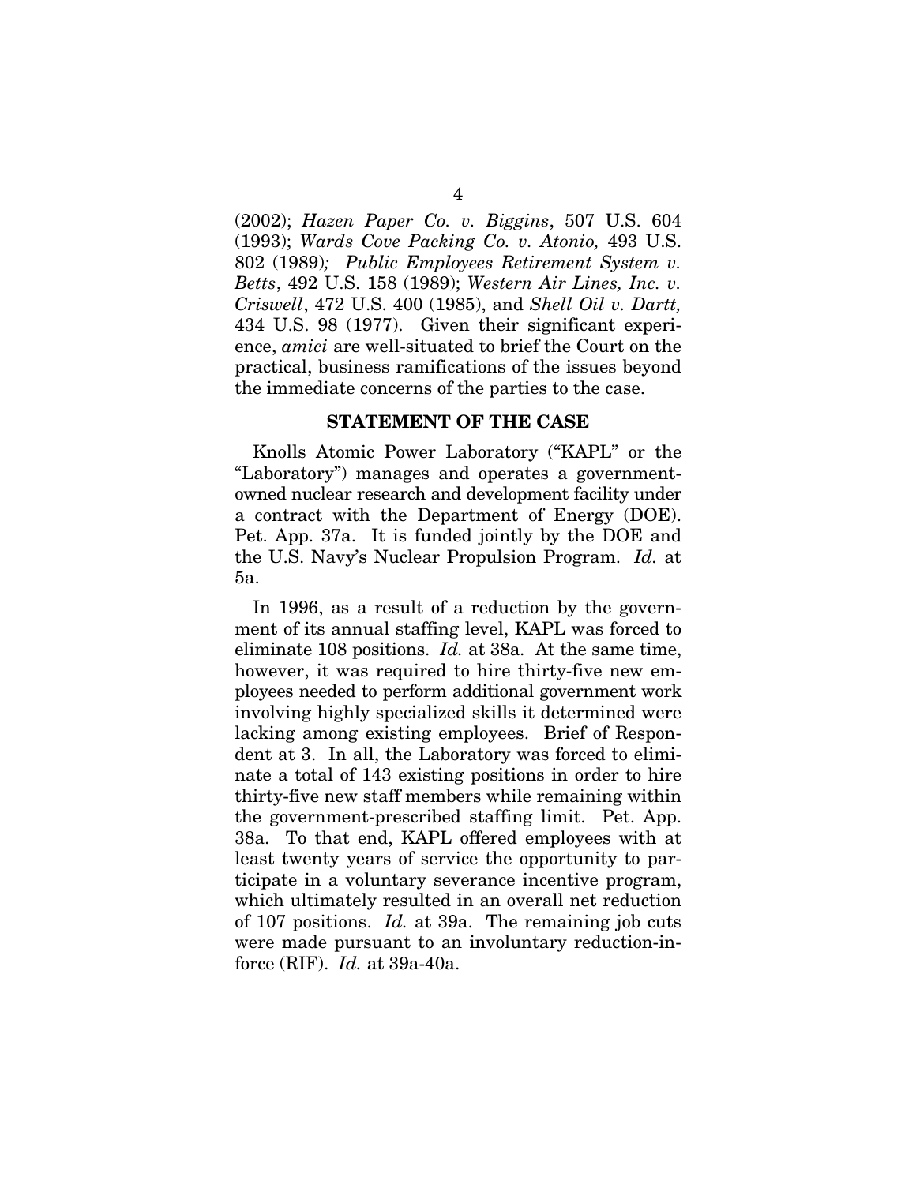(2002); *Hazen Paper Co. v. Biggins*, 507 U.S. 604 (1993); *Wards Cove Packing Co. v. Atonio,* 493 U.S. 802 (1989)*; Public Employees Retirement System v. Betts*, 492 U.S. 158 (1989); *Western Air Lines, Inc. v. Criswell*, 472 U.S. 400 (1985), and *Shell Oil v. Dartt,* 434 U.S. 98 (1977). Given their significant experience, *amici* are well-situated to brief the Court on the practical, business ramifications of the issues beyond the immediate concerns of the parties to the case.

## STATEMENT OF THE CASE

Knolls Atomic Power Laboratory ("KAPL" or the "Laboratory") manages and operates a government-owned nuclear research and development facility under a contract with the Department of Energy (DOE). Pet. App. 37a. It is funded jointly by the DOE and the U.S. Navy's Nuclear Propulsion Program. *Id.* at 5a.

In 1996, as a result of a reduction by the government of its annual staffing level, KAPL was forced to eliminate 108 positions. *Id.* at 38a. At the same time, however, it was required to hire thirty-five new employees needed to perform additional government work involving highly specialized skills it determined were lacking among existing employees. Brief of Respondent at 3. In all, the Laboratory was forced to eliminate a total of 143 existing positions in order to hire thirty-five new staff members while remaining within the government-prescribed staffing limit. Pet. App. 38a. To that end, KAPL offered employees with at least twenty years of service the opportunity to participate in a voluntary severance incentive program, which ultimately resulted in an overall net reduction of 107 positions. *Id.* at 39a. The remaining job cuts were made pursuant to an involuntary reduction-in-force (RIF). *Id.* at 39a-40a.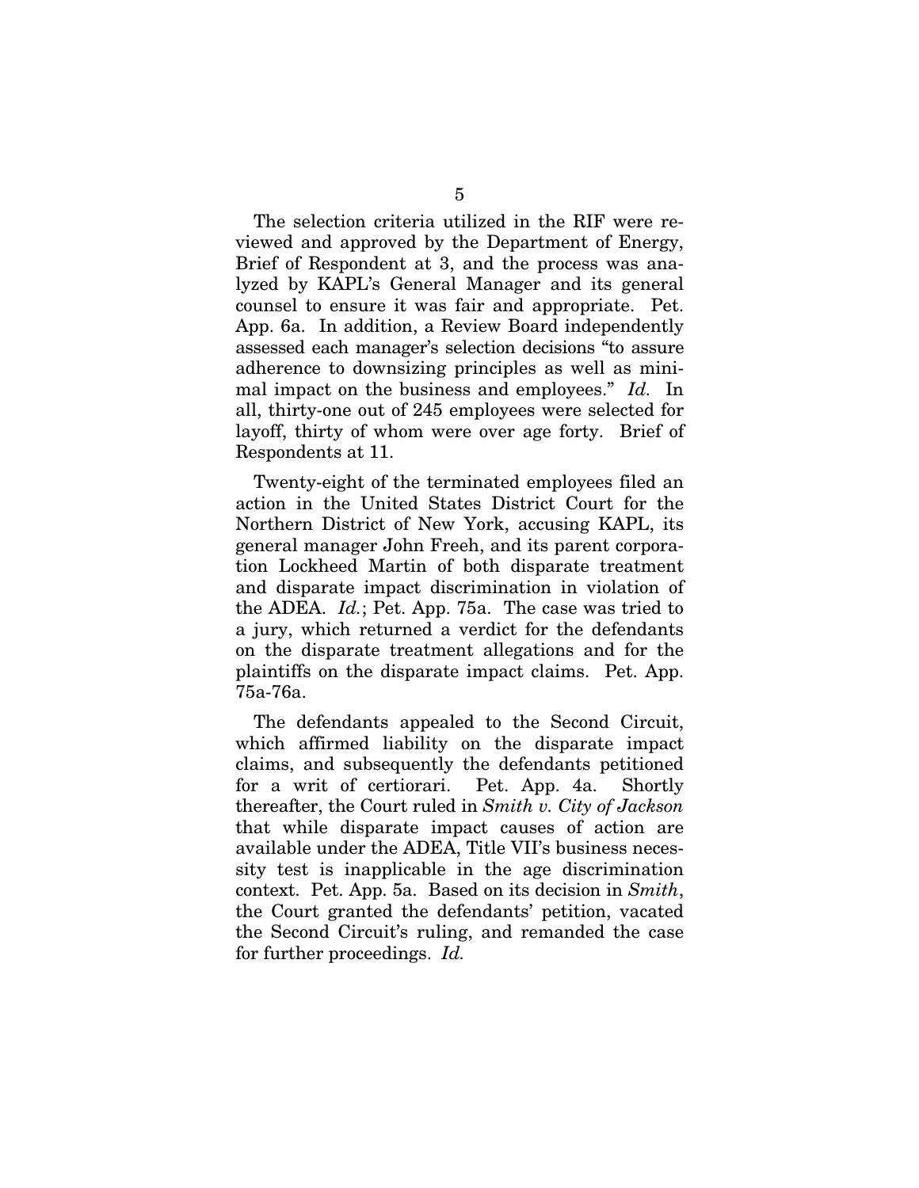The selection criteria utilized in the RIF were reviewed and approved by the Department of Energy, Brief of Respondent at 3, and the process was analyzed by KAPL's General Manager and its general counsel to ensure it was fair and appropriate. Pet. App. 6a. In addition, a Review Board independently assessed each manager's selection decisions "to assure adherence to downsizing principles as well as minimal impact on the business and employees." *Id.* In all, thirty-one out of 245 employees were selected for layoff, thirty of whom were over age forty. Brief of Respondents at 11.

Twenty-eight of the terminated employees filed an action in the United States District Court for the Northern District of New York, accusing KAPL, its general manager John Freeh, and its parent corporation Lockheed Martin of both disparate treatment and disparate impact discrimination in violation of the ADEA. *Id.*; Pet. App. 75a. The case was tried to a jury, which returned a verdict for the defendants on the disparate treatment allegations and for the plaintiffs on the disparate impact claims. Pet. App. 75a-76a.

The defendants appealed to the Second Circuit, which affirmed liability on the disparate impact claims, and subsequently the defendants petitioned for a writ of certiorari. Pet. App. 4a. Shortly thereafter, the Court ruled in *Smith v. City of Jackson* that while disparate impact causes of action are available under the ADEA, Title VII's business necessity test is inapplicable in the age discrimination context. Pet. App. 5a. Based on its decision in *Smith*, the Court granted the defendants' petition, vacated the Second Circuit's ruling, and remanded the case for further proceedings. *Id.*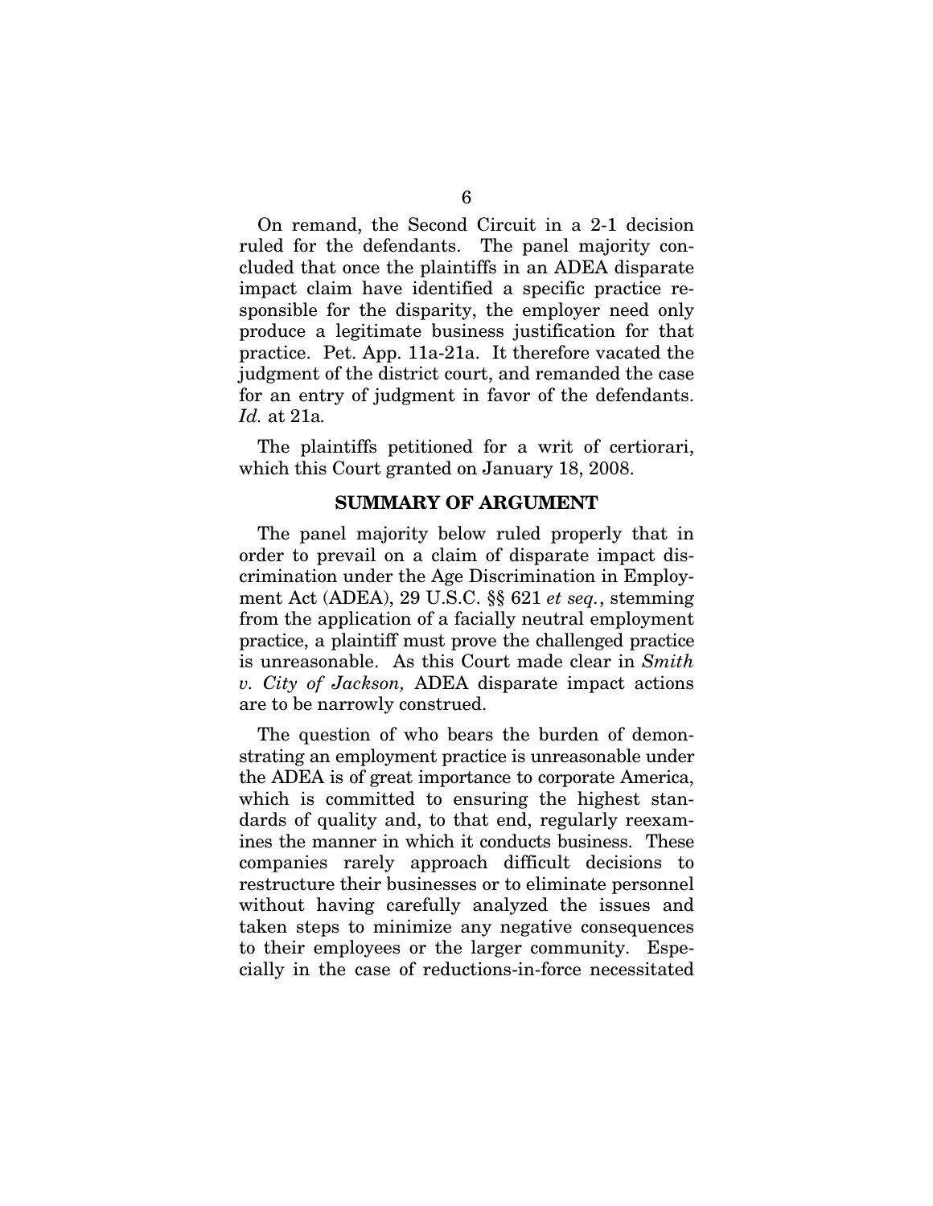On remand, the Second Circuit in a 2-1 decision ruled for the defendants. The panel majority concluded that once the plaintiffs in an ADEA disparate impact claim have identified a specific practice responsible for the disparity, the employer need only produce a legitimate business justification for that practice. Pet. App. 11a-21a. It therefore vacated the judgment of the district court, and remanded the case for an entry of judgment in favor of the defendants. *Id.* at 21a.

The plaintiffs petitioned for a writ of certiorari, which this Court granted on January 18, 2008.

## SUMMARY OF ARGUMENT

The panel majority below ruled properly that in order to prevail on a claim of disparate impact discrimination under the Age Discrimination in Employment Act (ADEA), 29 U.S.C. §§ 621 *et seq.*, stemming from the application of a facially neutral employment practice, a plaintiff must prove the challenged practice is unreasonable. As this Court made clear in *Smith v. City of Jackson,* ADEA disparate impact actions are to be narrowly construed.

The question of who bears the burden of demonstrating an employment practice is unreasonable under the ADEA is of great importance to corporate America, which is committed to ensuring the highest standards of quality and, to that end, regularly reexamines the manner in which it conducts business. These companies rarely approach difficult decisions to restructure their businesses or to eliminate personnel without having carefully analyzed the issues and taken steps to minimize any negative consequences to their employees or the larger community. Especially in the case of reductions-in-force necessitated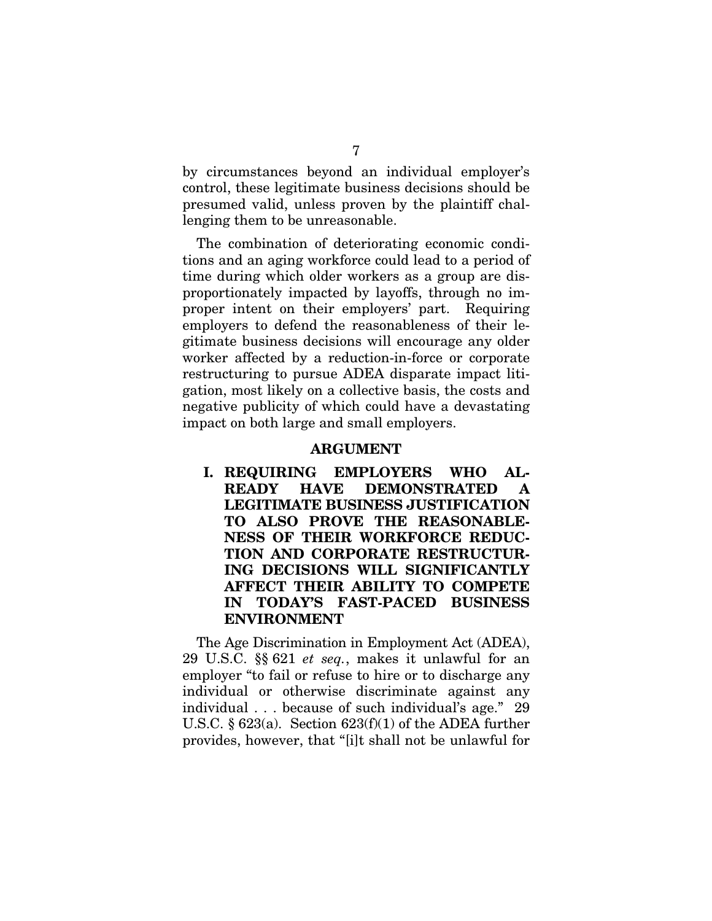by circumstances beyond an individual employer's control, these legitimate business decisions should be presumed valid, unless proven by the plaintiff challenging them to be unreasonable.

The combination of deteriorating economic conditions and an aging workforce could lead to a period of time during which older workers as a group are disproportionately impacted by layoffs, through no improper intent on their employers' part. Requiring employers to defend the reasonableness of their legitimate business decisions will encourage any older worker affected by a reduction-in-force or corporate restructuring to pursue ADEA disparate impact litigation, most likely on a collective basis, the costs and negative publicity of which could have a devastating impact on both large and small employers.

## ARGUMENT

### I. REQUIRING EMPLOYERS WHO ALREADY HAVE DEMONSTRATED A LEGITIMATE BUSINESS JUSTIFICATION TO ALSO PROVE THE REASONABLENESS OF THEIR WORKFORCE REDUCTION AND CORPORATE RESTRUCTURING DECISIONS WILL SIGNIFICANTLY AFFECT THEIR ABILITY TO COMPETE IN TODAY'S FAST-PACED BUSINESS ENVIRONMENT

The Age Discrimination in Employment Act (ADEA), 29 U.S.C. §§ 621 *et seq.*, makes it unlawful for an employer "to fail or refuse to hire or to discharge any individual or otherwise discriminate against any individual . . . because of such individual's age." 29 U.S.C. § 623(a). Section 623(f)(1) of the ADEA further provides, however, that "[i]t shall not be unlawful for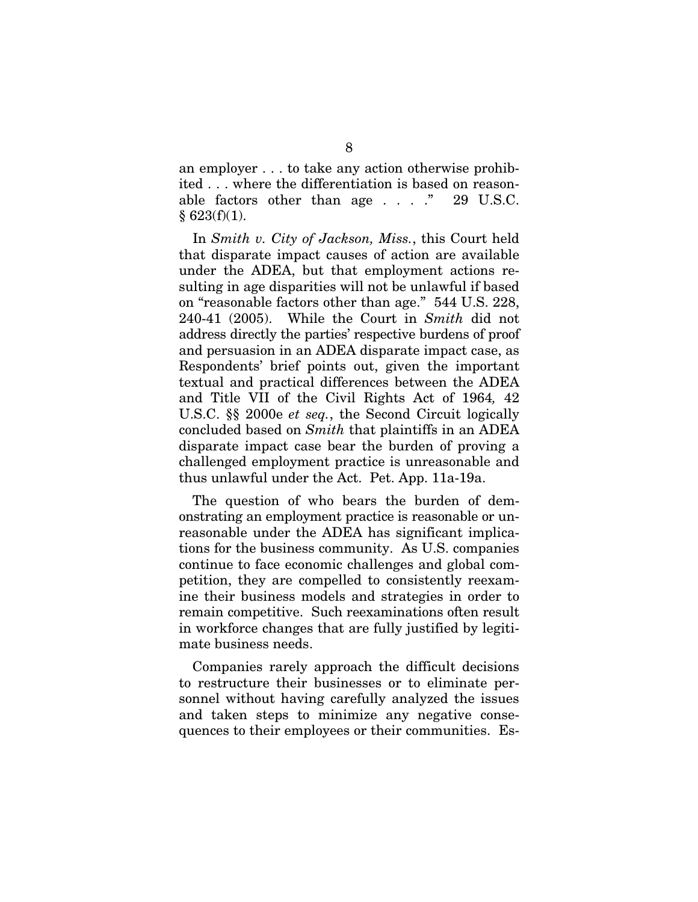an employer . . . to take any action otherwise prohibited . . . where the differentiation is based on reasonable factors other than age . . . ." 29 U.S.C. § 623(f)(1).

In *Smith v. City of Jackson, Miss.*, this Court held that disparate impact causes of action are available under the ADEA, but that employment actions resulting in age disparities will not be unlawful if based on "reasonable factors other than age." 544 U.S. 228, 240-41 (2005). While the Court in *Smith* did not address directly the parties' respective burdens of proof and persuasion in an ADEA disparate impact case, as Respondents' brief points out, given the important textual and practical differences between the ADEA and Title VII of the Civil Rights Act of 1964*,* 42 U.S.C. §§ 2000e *et seq.*, the Second Circuit logically concluded based on *Smith* that plaintiffs in an ADEA disparate impact case bear the burden of proving a challenged employment practice is unreasonable and thus unlawful under the Act. Pet. App. 11a-19a.

The question of who bears the burden of demonstrating an employment practice is reasonable or unreasonable under the ADEA has significant implications for the business community. As U.S. companies continue to face economic challenges and global competition, they are compelled to consistently reexamine their business models and strategies in order to remain competitive. Such reexaminations often result in workforce changes that are fully justified by legitimate business needs.

Companies rarely approach the difficult decisions to restructure their businesses or to eliminate personnel without having carefully analyzed the issues and taken steps to minimize any negative consequences to their employees or their communities. Es-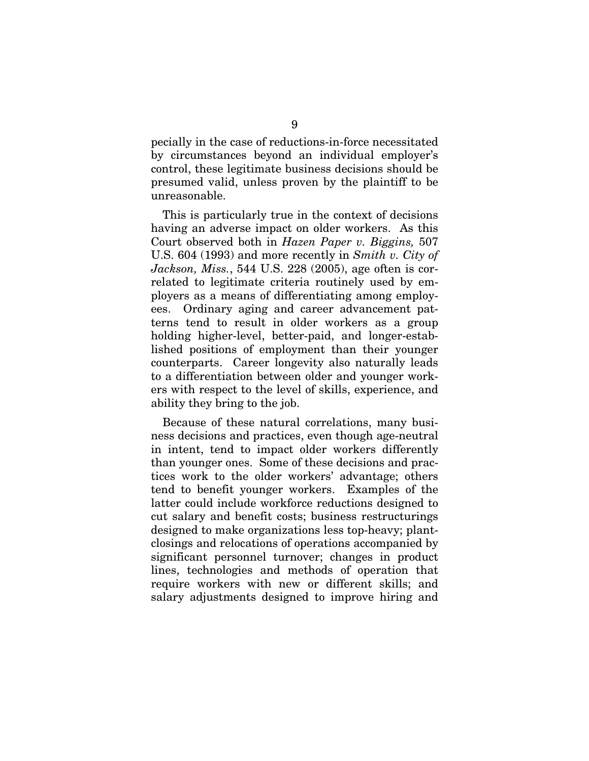pecially in the case of reductions-in-force necessitated by circumstances beyond an individual employer's control, these legitimate business decisions should be presumed valid, unless proven by the plaintiff to be unreasonable.

This is particularly true in the context of decisions having an adverse impact on older workers. As this Court observed both in *Hazen Paper v. Biggins,* 507 U.S. 604 (1993) and more recently in *Smith v. City of Jackson, Miss.*, 544 U.S. 228 (2005), age often is correlated to legitimate criteria routinely used by employers as a means of differentiating among employees. Ordinary aging and career advancement patterns tend to result in older workers as a group holding higher-level, better-paid, and longer-established positions of employment than their younger counterparts. Career longevity also naturally leads to a differentiation between older and younger workers with respect to the level of skills, experience, and ability they bring to the job.

Because of these natural correlations, many business decisions and practices, even though age-neutral in intent, tend to impact older workers differently than younger ones. Some of these decisions and practices work to the older workers' advantage; others tend to benefit younger workers. Examples of the latter could include workforce reductions designed to cut salary and benefit costs; business restructurings designed to make organizations less top-heavy; plant-closings and relocations of operations accompanied by significant personnel turnover; changes in product lines, technologies and methods of operation that require workers with new or different skills; and salary adjustments designed to improve hiring and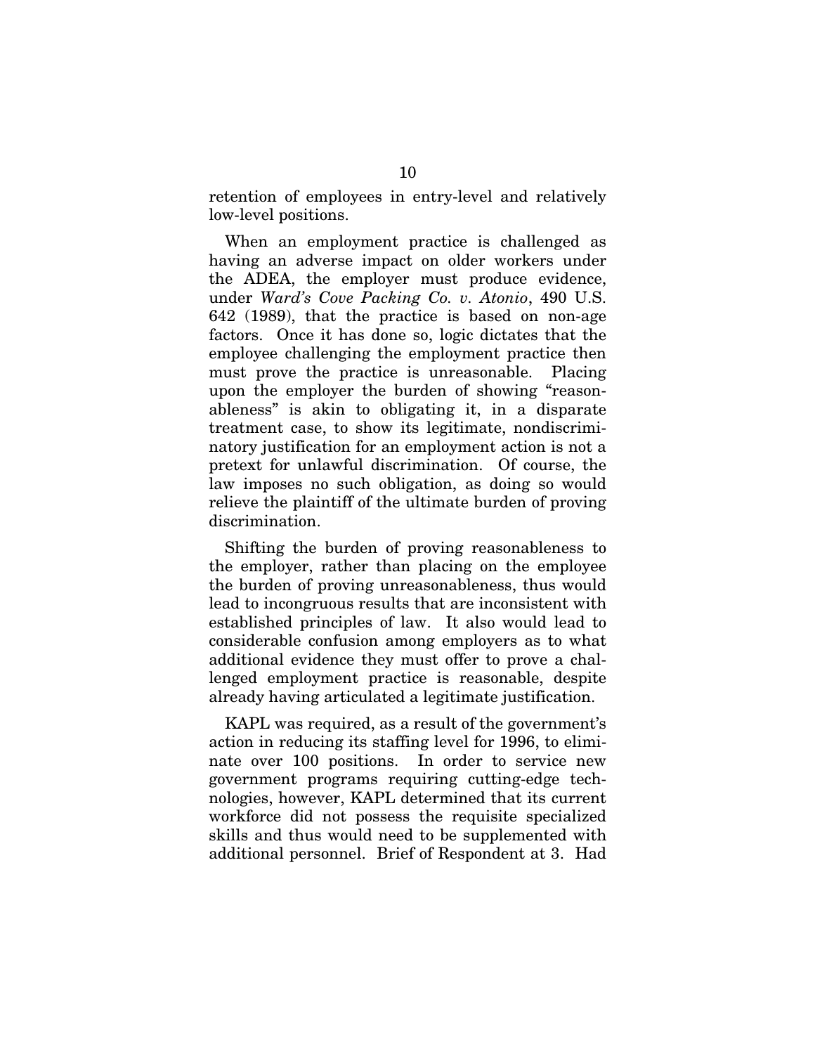retention of employees in entry-level and relatively low-level positions.

When an employment practice is challenged as having an adverse impact on older workers under the ADEA, the employer must produce evidence, under *Ward's Cove Packing Co. v. Atonio*, 490 U.S. 642 (1989), that the practice is based on non-age factors. Once it has done so, logic dictates that the employee challenging the employment practice then must prove the practice is unreasonable. Placing upon the employer the burden of showing "reasonableness" is akin to obligating it, in a disparate treatment case, to show its legitimate, nondiscriminatory justification for an employment action is not a pretext for unlawful discrimination. Of course, the law imposes no such obligation, as doing so would relieve the plaintiff of the ultimate burden of proving discrimination.

Shifting the burden of proving reasonableness to the employer, rather than placing on the employee the burden of proving unreasonableness, thus would lead to incongruous results that are inconsistent with established principles of law. It also would lead to considerable confusion among employers as to what additional evidence they must offer to prove a challenged employment practice is reasonable, despite already having articulated a legitimate justification.

KAPL was required, as a result of the government's action in reducing its staffing level for 1996, to eliminate over 100 positions. In order to service new government programs requiring cutting-edge technologies, however, KAPL determined that its current workforce did not possess the requisite specialized skills and thus would need to be supplemented with additional personnel. Brief of Respondent at 3. Had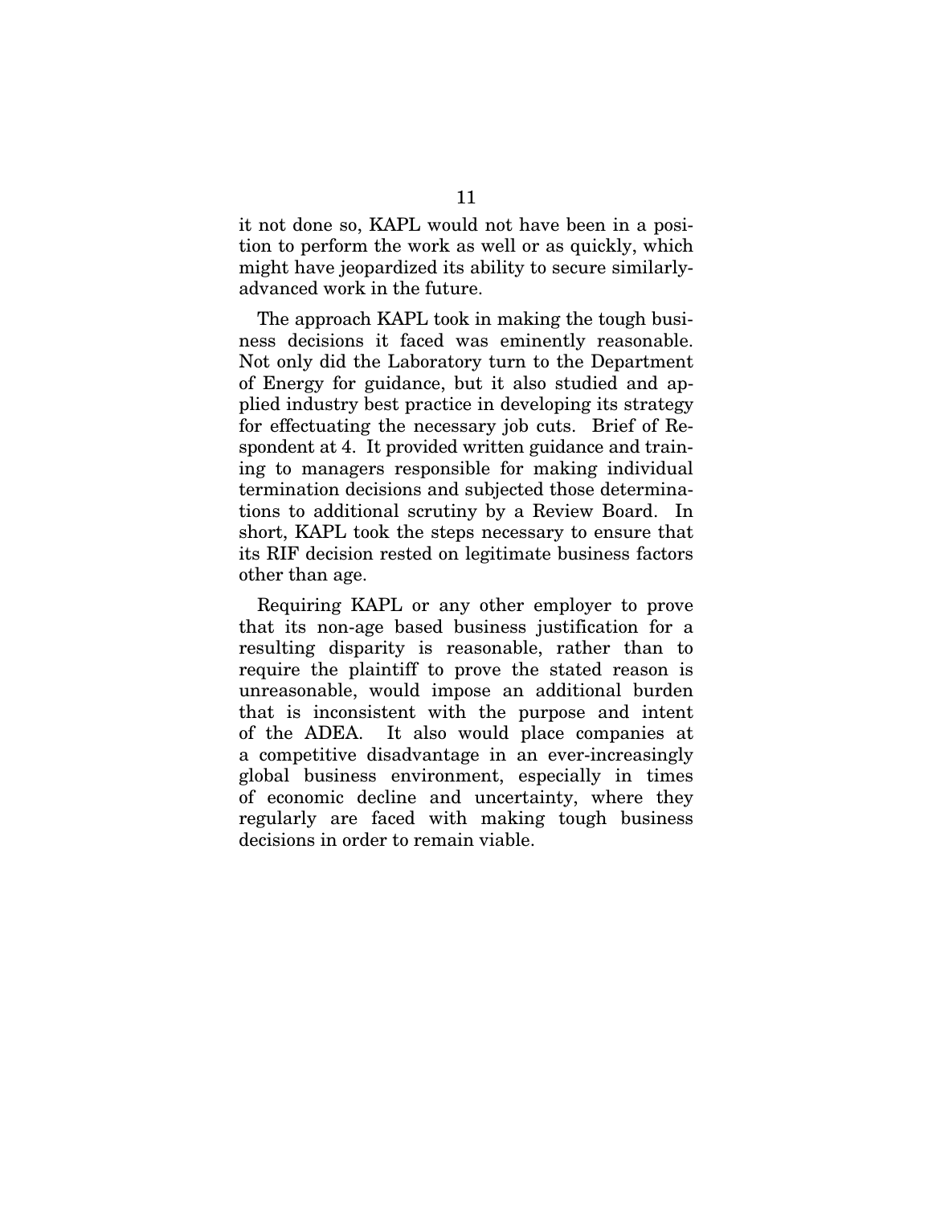it not done so, KAPL would not have been in a position to perform the work as well or as quickly, which might have jeopardized its ability to secure similarly-advanced work in the future.

The approach KAPL took in making the tough business decisions it faced was eminently reasonable. Not only did the Laboratory turn to the Department of Energy for guidance, but it also studied and applied industry best practice in developing its strategy for effectuating the necessary job cuts. Brief of Respondent at 4. It provided written guidance and training to managers responsible for making individual termination decisions and subjected those determinations to additional scrutiny by a Review Board. In short, KAPL took the steps necessary to ensure that its RIF decision rested on legitimate business factors other than age.

Requiring KAPL or any other employer to prove that its non-age based business justification for a resulting disparity is reasonable, rather than to require the plaintiff to prove the stated reason is unreasonable, would impose an additional burden that is inconsistent with the purpose and intent of the ADEA. It also would place companies at a competitive disadvantage in an ever-increasingly global business environment, especially in times of economic decline and uncertainty, where they regularly are faced with making tough business decisions in order to remain viable.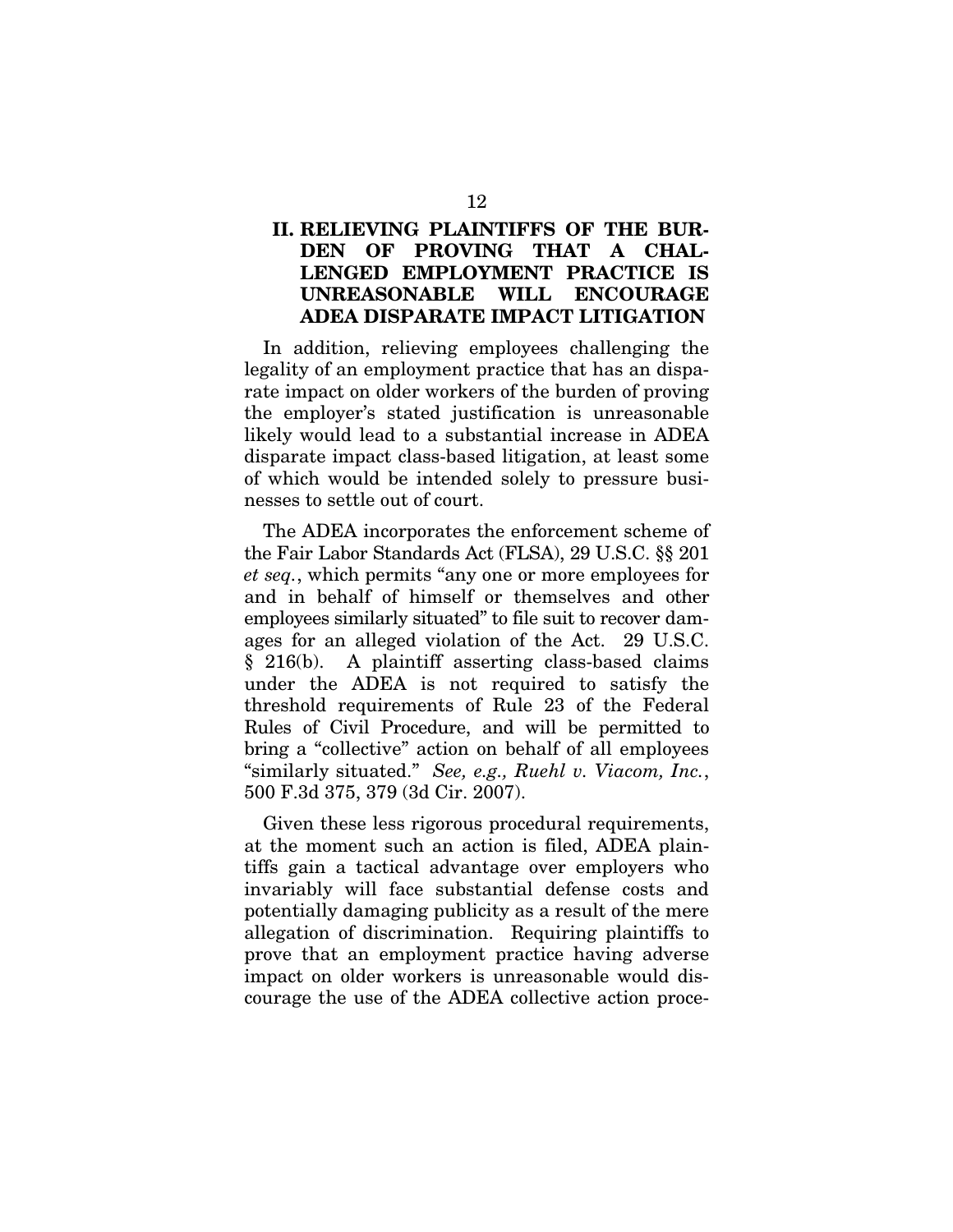## II. RELIEVING PLAINTIFFS OF THE BURDEN OF PROVING THAT A CHALLENGED EMPLOYMENT PRACTICE IS UNREASONABLE WILL ENCOURAGE ADEA DISPARATE IMPACT LITIGATION

In addition, relieving employees challenging the legality of an employment practice that has an disparate impact on older workers of the burden of proving the employer's stated justification is unreasonable likely would lead to a substantial increase in ADEA disparate impact class-based litigation, at least some of which would be intended solely to pressure businesses to settle out of court.

The ADEA incorporates the enforcement scheme of the Fair Labor Standards Act (FLSA), 29 U.S.C. §§ 201 *et seq.*, which permits "any one or more employees for and in behalf of himself or themselves and other employees similarly situated" to file suit to recover damages for an alleged violation of the Act. 29 U.S.C. § 216(b). A plaintiff asserting class-based claims under the ADEA is not required to satisfy the threshold requirements of Rule 23 of the Federal Rules of Civil Procedure, and will be permitted to bring a "collective" action on behalf of all employees "similarly situated." *See, e.g., Ruehl v. Viacom, Inc.*, 500 F.3d 375, 379 (3d Cir. 2007).

Given these less rigorous procedural requirements, at the moment such an action is filed, ADEA plaintiffs gain a tactical advantage over employers who invariably will face substantial defense costs and potentially damaging publicity as a result of the mere allegation of discrimination. Requiring plaintiffs to prove that an employment practice having adverse impact on older workers is unreasonable would discourage the use of the ADEA collective action proce-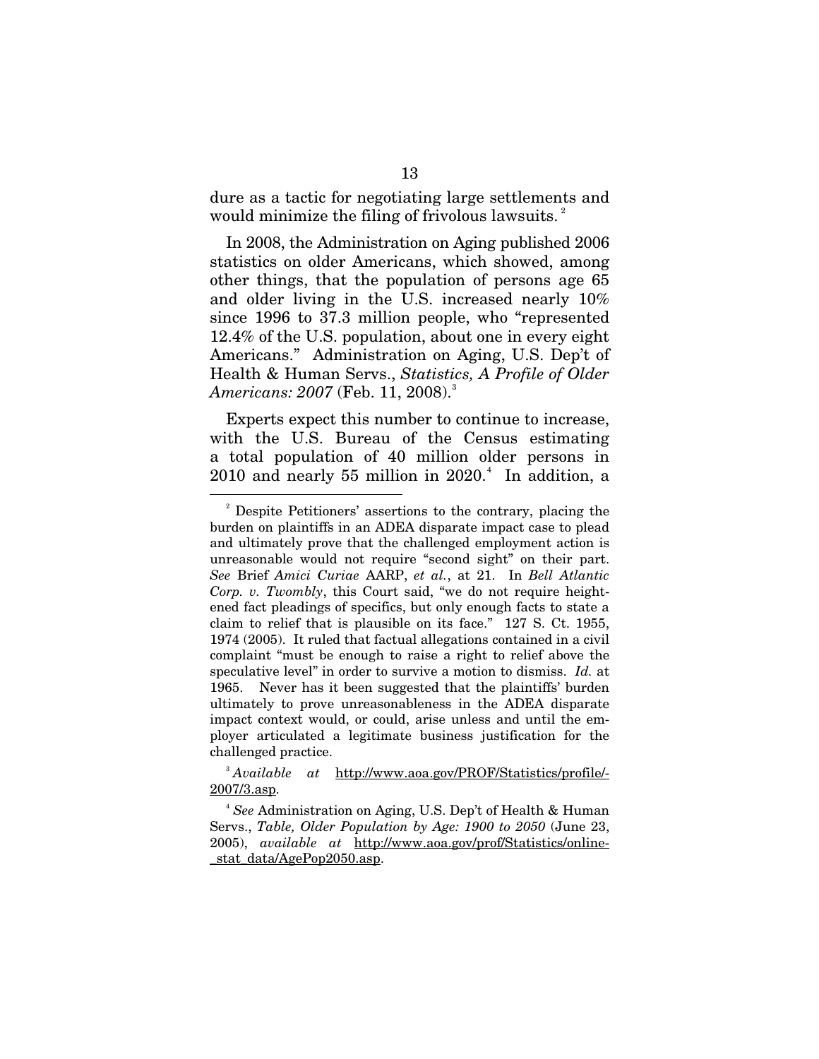dure as a tactic for negotiating large settlements and would minimize the filing of frivolous lawsuits.[2]

In 2008, the Administration on Aging published 2006 statistics on older Americans, which showed, among other things, that the population of persons age 65 and older living in the U.S. increased nearly 10% since 1996 to 37.3 million people, who "represented 12.4% of the U.S. population, about one in every eight Americans." Administration on Aging, U.S. Dep't of Health & Human Servs., *Statistics, A Profile of Older Americans: 2007* (Feb. 11, 2008).[3]

Experts expect this number to continue to increase, with the U.S. Bureau of the Census estimating a total population of 40 million older persons in 2010 and nearly 55 million in 2020.[4] In addition, a

---

[2] Despite Petitioners' assertions to the contrary, placing the burden on plaintiffs in an ADEA disparate impact case to plead and ultimately prove that the challenged employment action is unreasonable would not require "second sight" on their part. *See* Brief *Amici Curiae* AARP, *et al.*, at 21. In *Bell Atlantic Corp. v. Twombly*, this Court said, "we do not require heightened fact pleadings of specifics, but only enough facts to state a claim to relief that is plausible on its face." 127 S. Ct. 1955, 1974 (2005). It ruled that factual allegations contained in a civil complaint "must be enough to raise a right to relief above the speculative level" in order to survive a motion to dismiss. *Id.* at 1965. Never has it been suggested that the plaintiffs' burden ultimately to prove unreasonableness in the ADEA disparate impact context would, or could, arise unless and until the employer articulated a legitimate business justification for the challenged practice.

[3] *Available at* http://www.aoa.gov/PROF/Statistics/profile/-2007/3.asp.

[4] *See* Administration on Aging, U.S. Dep't of Health & Human Servs., *Table, Older Population by Age: 1900 to 2050* (June 23, 2005), *available at* http://www.aoa.gov/prof/Statistics/online-_stat_data/AgePop2050.asp.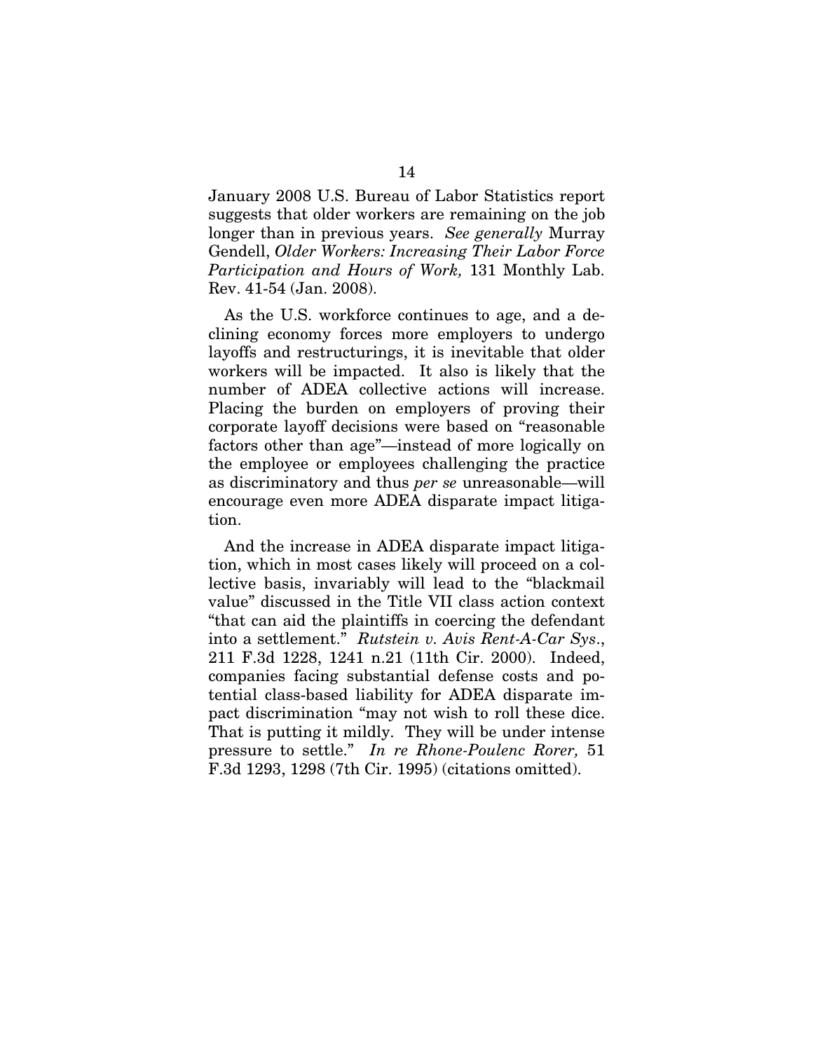January 2008 U.S. Bureau of Labor Statistics report suggests that older workers are remaining on the job longer than in previous years. *See generally* Murray Gendell, *Older Workers: Increasing Their Labor Force Participation and Hours of Work,* 131 Monthly Lab. Rev. 41-54 (Jan. 2008).

As the U.S. workforce continues to age, and a declining economy forces more employers to undergo layoffs and restructurings, it is inevitable that older workers will be impacted. It also is likely that the number of ADEA collective actions will increase. Placing the burden on employers of proving their corporate layoff decisions were based on "reasonable factors other than age"—instead of more logically on the employee or employees challenging the practice as discriminatory and thus *per se* unreasonable—will encourage even more ADEA disparate impact litigation.

And the increase in ADEA disparate impact litigation, which in most cases likely will proceed on a collective basis, invariably will lead to the "blackmail value" discussed in the Title VII class action context "that can aid the plaintiffs in coercing the defendant into a settlement." *Rutstein v. Avis Rent-A-Car Sys*., 211 F.3d 1228, 1241 n.21 (11th Cir. 2000). Indeed, companies facing substantial defense costs and potential class-based liability for ADEA disparate impact discrimination "may not wish to roll these dice. That is putting it mildly. They will be under intense pressure to settle." *In re Rhone-Poulenc Rorer,* 51 F.3d 1293, 1298 (7th Cir. 1995) (citations omitted).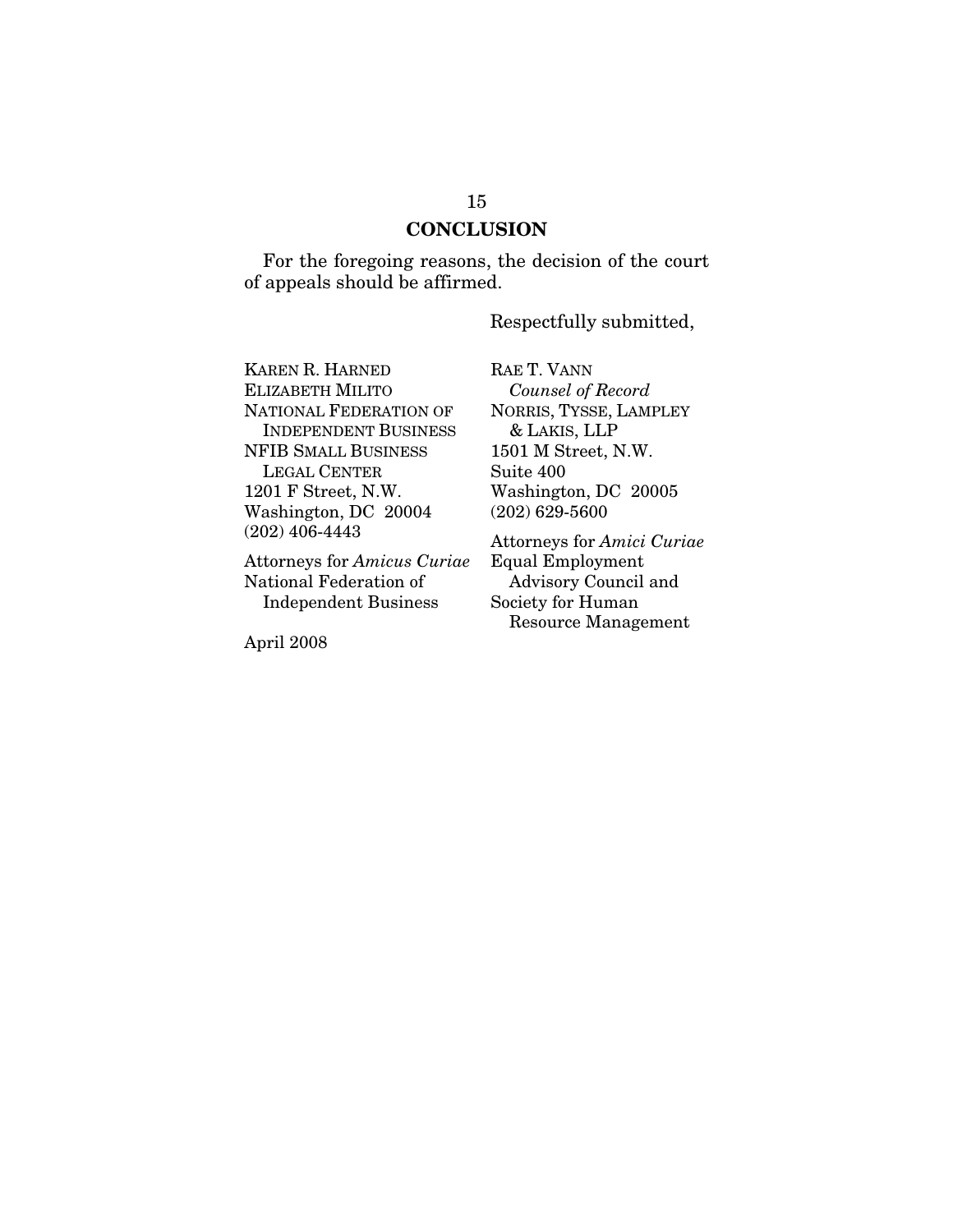## CONCLUSION

For the foregoing reasons, the decision of the court of appeals should be affirmed.

Respectfully submitted,

KAREN R. HARNED
ELIZABETH MILITO
NATIONAL FEDERATION OF INDEPENDENT BUSINESS
NFIB SMALL BUSINESS LEGAL CENTER
1201 F Street, N.W.
Washington, DC 20004
(202) 406-4443

Attorneys for *Amicus Curiae* National Federation of Independent Business

RAE T. VANN
*Counsel of Record*
NORRIS, TYSSE, LAMPLEY & LAKIS, LLP
1501 M Street, N.W.
Suite 400
Washington, DC 20005
(202) 629-5600

Attorneys for *Amici Curiae* Equal Employment Advisory Council and Society for Human Resource Management

April 2008